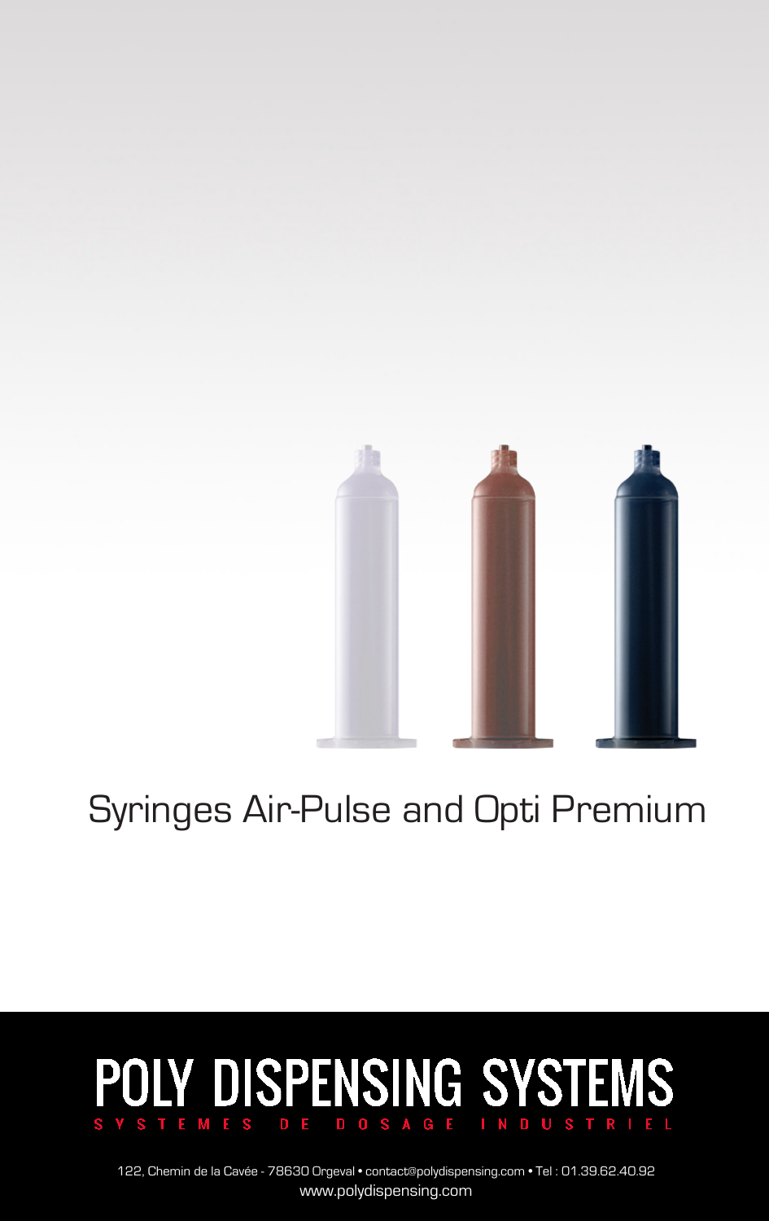# Syringes Air-Pulse and Opti Premium

## POLY DISPENSING SYSTEMS

SYSTEMES DE DOSAGE INDUSTRIEL

122, Chemin de la Cavée - 78630 Orgeval • contact@polydispensing.com • Tel : 01.39.62.40.92
www.polydispensing.com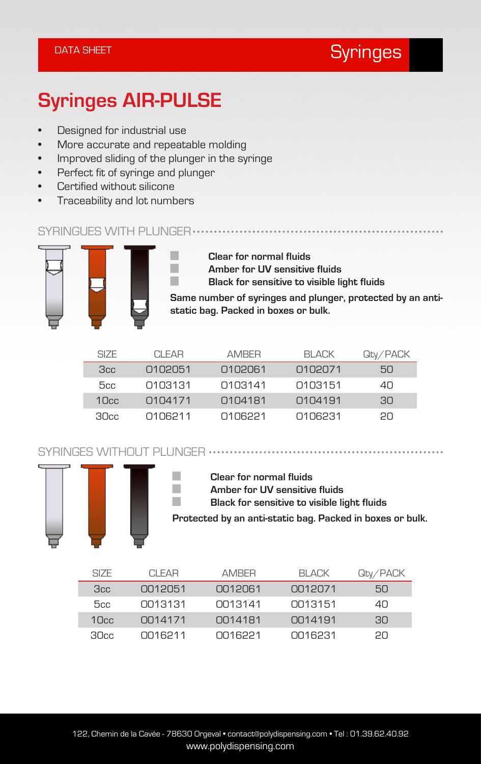DATA SHEET

Syringes

# Syringes AIR-PULSE

- Designed for industrial use
- More accurate and repeatable molding
- Improved sliding of the plunger in the syringe
- Perfect fit of syringe and plunger
- Certified without silicone
- Traceability and lot numbers

## SYRINGUES WITH PLUNGER

**Clear for normal fluids**
**Amber for UV sensitive fluids**
**Black for sensitive to visible light fluids**

**Same number of syringes and plunger, protected by an anti-static bag. Packed in boxes or bulk.**

| SIZE | CLEAR | AMBER | BLACK | Qty/PACK |
|---|---|---|---|---|
| 3cc | 0102051 | 0102061 | 0102071 | 50 |
| 5cc | 0103131 | 0103141 | 0103151 | 40 |
| 10cc | 0104171 | 0104181 | 0104191 | 30 |
| 30cc | 0106211 | 0106221 | 0106231 | 20 |

## SYRINGES WITHOUT PLUNGER

**Clear for normal fluids**
**Amber for UV sensitive fluids**
**Black for sensitive to visible light fluids**

**Protected by an anti-static bag. Packed in boxes or bulk.**

| SIZE | CLEAR | AMBER | BLACK | Qty/PACK |
|---|---|---|---|---|
| 3cc | 0012051 | 0012061 | 0012071 | 50 |
| 5cc | 0013131 | 0013141 | 0013151 | 40 |
| 10cc | 0014171 | 0014181 | 0014191 | 30 |
| 30cc | 0016211 | 0016221 | 0016231 | 20 |

122, Chemin de la Cavée - 78630 Orgeval • contact@polydispensing.com • Tel : 01.39.62.40.92
www.polydispensing.com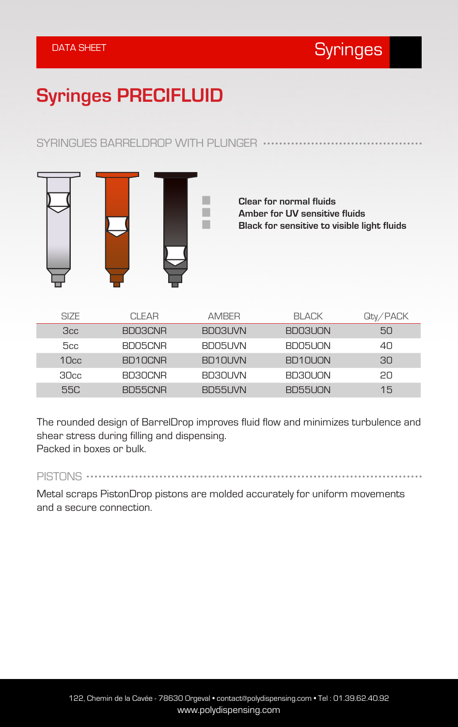DATA SHEET

Syringes

# Syringes PRECIFLUID

## SYRINGUES BARRELDROP WITH PLUNGER

**Clear for normal fluids**
**Amber for UV sensitive fluids**
**Black for sensitive to visible light fluids**

| SIZE | CLEAR | AMBER | BLACK | Qty/PACK |
|---|---|---|---|---|
| 3cc | BD03CNR | BD03UVN | BD03UON | 50 |
| 5cc | BD05CNR | BD05UVN | BD05UON | 40 |
| 10cc | BD10CNR | BD10UVN | BD10UON | 30 |
| 30cc | BD30CNR | BD30UVN | BD30UON | 20 |
| 55C | BD55CNR | BD55UVN | BD55UON | 15 |

The rounded design of BarrelDrop improves fluid flow and minimizes turbulence and shear stress during filling and dispensing.
Packed in boxes or bulk.

## PISTONS

Metal scraps PistonDrop pistons are molded accurately for uniform movements and a secure connection.

122, Chemin de la Cavée - 78630 Orgeval • contact@polydispensing.com • Tel : 01.39.62.40.92
www.polydispensing.com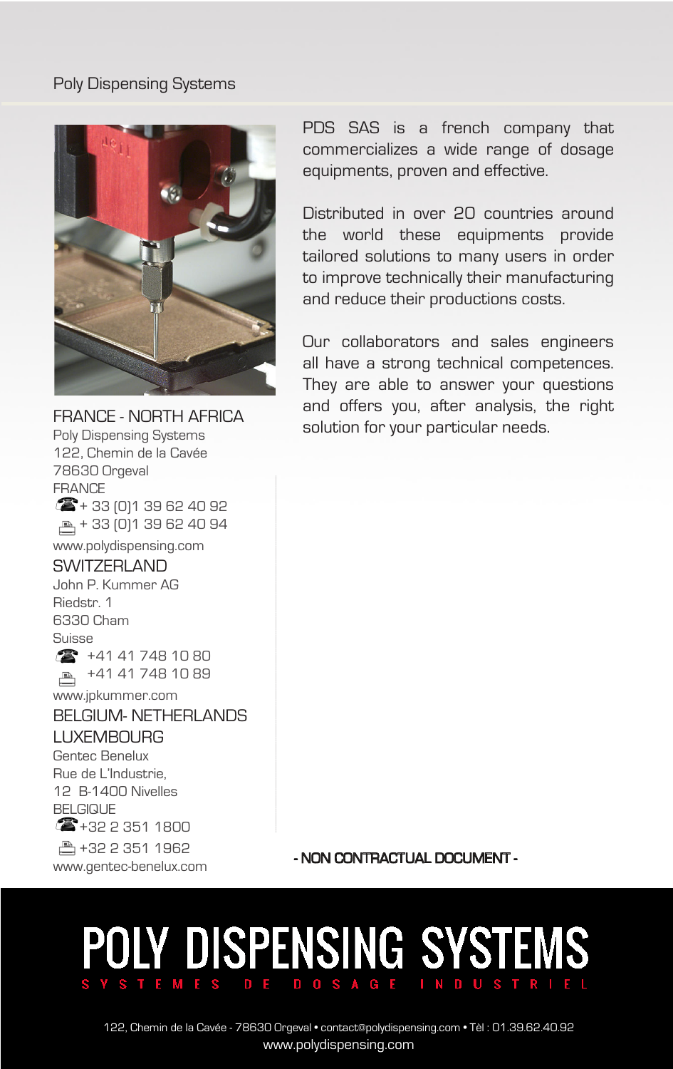PDS SAS is a french company that commercializes a wide range of dosage equipments, proven and effective.

Distributed in over 20 countries around the world these equipments provide tailored solutions to many users in order to improve technically their manufacturing and reduce their productions costs.

Our collaborators and sales engineers all have a strong technical competences. They are able to answer your questions and offers you, after analysis, the right solution for your particular needs.

## FRANCE - NORTH AFRICA

Poly Dispensing Systems
122, Chemin de la Cavée
78630 Orgeval
FRANCE
+ 33 (0)1 39 62 40 92
+ 33 (0)1 39 62 40 94
www.polydispensing.com

## SWITZERLAND

John P. Kummer AG
Riedstr. 1
6330 Cham
Suisse
+41 41 748 10 80
+41 41 748 10 89
www.jpkummer.com

## BELGIUM- NETHERLANDS LUXEMBOURG

Gentec Benelux
Rue de L'Industrie,
12 B-1400 Nivelles
BELGIQUE
+32 2 351 1800
+32 2 351 1962
www.gentec-benelux.com

**- NON CONTRACTUAL DOCUMENT -**

# POLY DISPENSING SYSTEMS

SYSTEMES DE DOSAGE INDUSTRIEL

122, Chemin de la Cavée - 78630 Orgeval • contact@polydispensing.com • Tél : 01.39.62.40.92
www.polydispensing.com